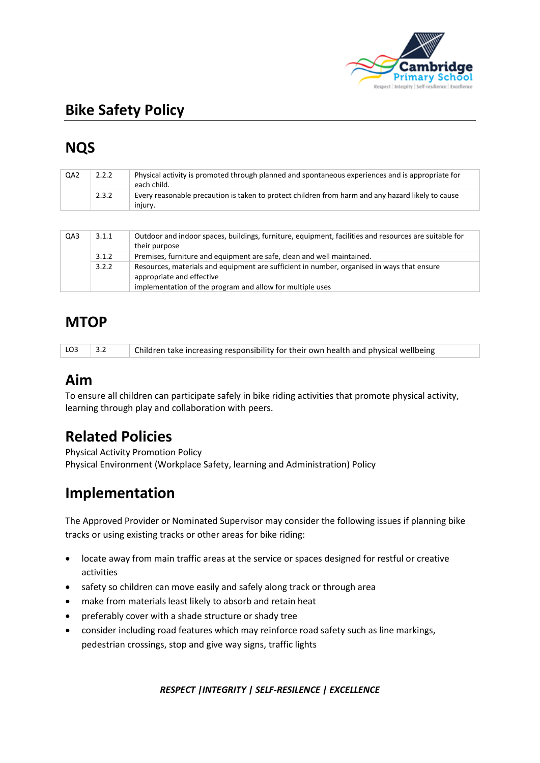# Bike Safety Policy

## NQS

| | | |
|---|---|---|
| QA2 | 2.2.2 | Physical activity is promoted through planned and spontaneous experiences and is appropriate for each child. |
| | 2.3.2 | Every reasonable precaution is taken to protect children from harm and any hazard likely to cause injury. |

| | | |
|---|---|---|
| QA3 | 3.1.1 | Outdoor and indoor spaces, buildings, furniture, equipment, facilities and resources are suitable for their purpose |
| | 3.1.2 | Premises, furniture and equipment are safe, clean and well maintained. |
| | 3.2.2 | Resources, materials and equipment are sufficient in number, organised in ways that ensure appropriate and effective implementation of the program and allow for multiple uses |

## MTOP

| | | |
|---|---|---|
| LO3 | 3.2 | Children take increasing responsibility for their own health and physical wellbeing |

## Aim

To ensure all children can participate safely in bike riding activities that promote physical activity, learning through play and collaboration with peers.

## Related Policies

Physical Activity Promotion Policy
Physical Environment (Workplace Safety, learning and Administration) Policy

## Implementation

The Approved Provider or Nominated Supervisor may consider the following issues if planning bike tracks or using existing tracks or other areas for bike riding:

- locate away from main traffic areas at the service or spaces designed for restful or creative activities
- safety so children can move easily and safely along track or through area
- make from materials least likely to absorb and retain heat
- preferably cover with a shade structure or shady tree
- consider including road features which may reinforce road safety such as line markings, pedestrian crossings, stop and give way signs, traffic lights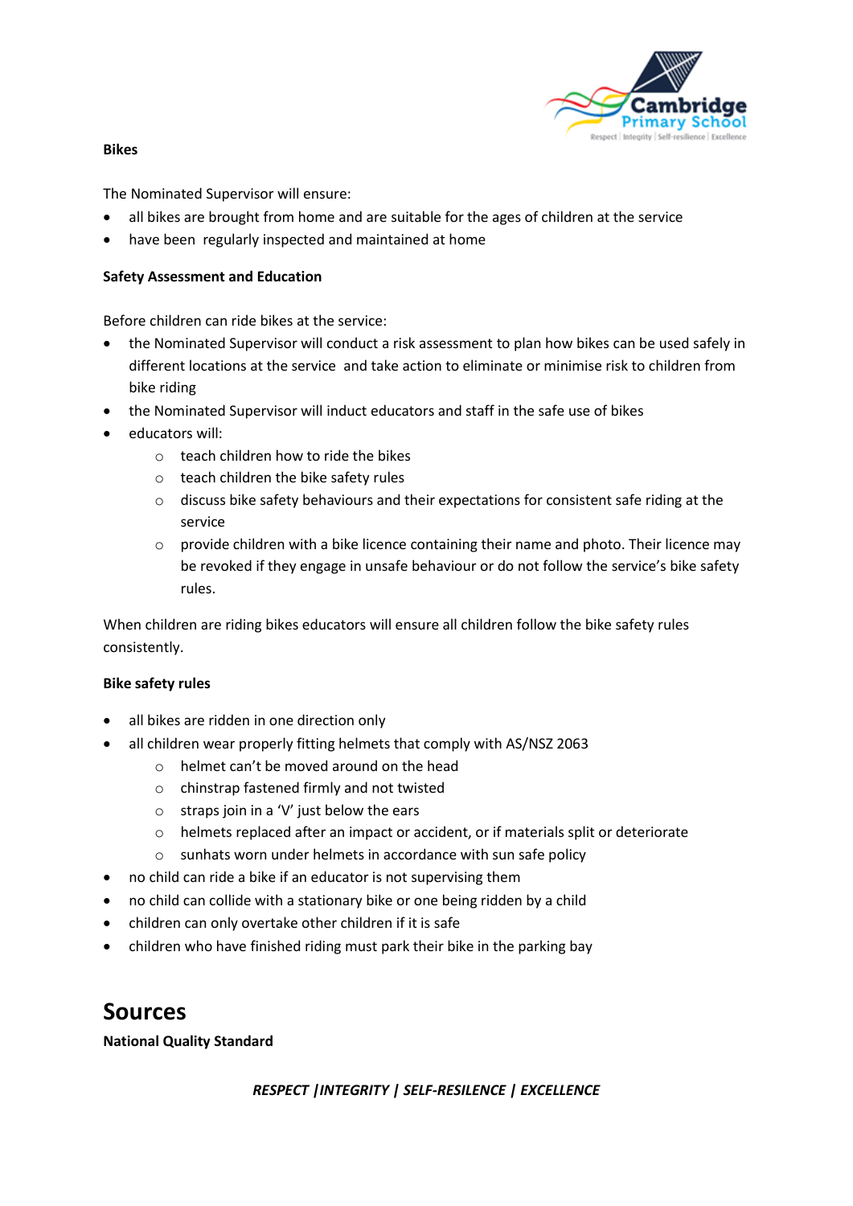**Bikes**

The Nominated Supervisor will ensure:

- all bikes are brought from home and are suitable for the ages of children at the service
- have been regularly inspected and maintained at home

**Safety Assessment and Education**

Before children can ride bikes at the service:

- the Nominated Supervisor will conduct a risk assessment to plan how bikes can be used safely in different locations at the service and take action to eliminate or minimise risk to children from bike riding
- the Nominated Supervisor will induct educators and staff in the safe use of bikes
- educators will:
    - teach children how to ride the bikes
    - teach children the bike safety rules
    - discuss bike safety behaviours and their expectations for consistent safe riding at the service
    - provide children with a bike licence containing their name and photo. Their licence may be revoked if they engage in unsafe behaviour or do not follow the service's bike safety rules.

When children are riding bikes educators will ensure all children follow the bike safety rules consistently.

**Bike safety rules**

- all bikes are ridden in one direction only
- all children wear properly fitting helmets that comply with AS/NSZ 2063
    - helmet can't be moved around on the head
    - chinstrap fastened firmly and not twisted
    - straps join in a 'V' just below the ears
    - helmets replaced after an impact or accident, or if materials split or deteriorate
    - sunhats worn under helmets in accordance with sun safe policy
- no child can ride a bike if an educator is not supervising them
- no child can collide with a stationary bike or one being ridden by a child
- children can only overtake other children if it is safe
- children who have finished riding must park their bike in the parking bay

# Sources

**National Quality Standard**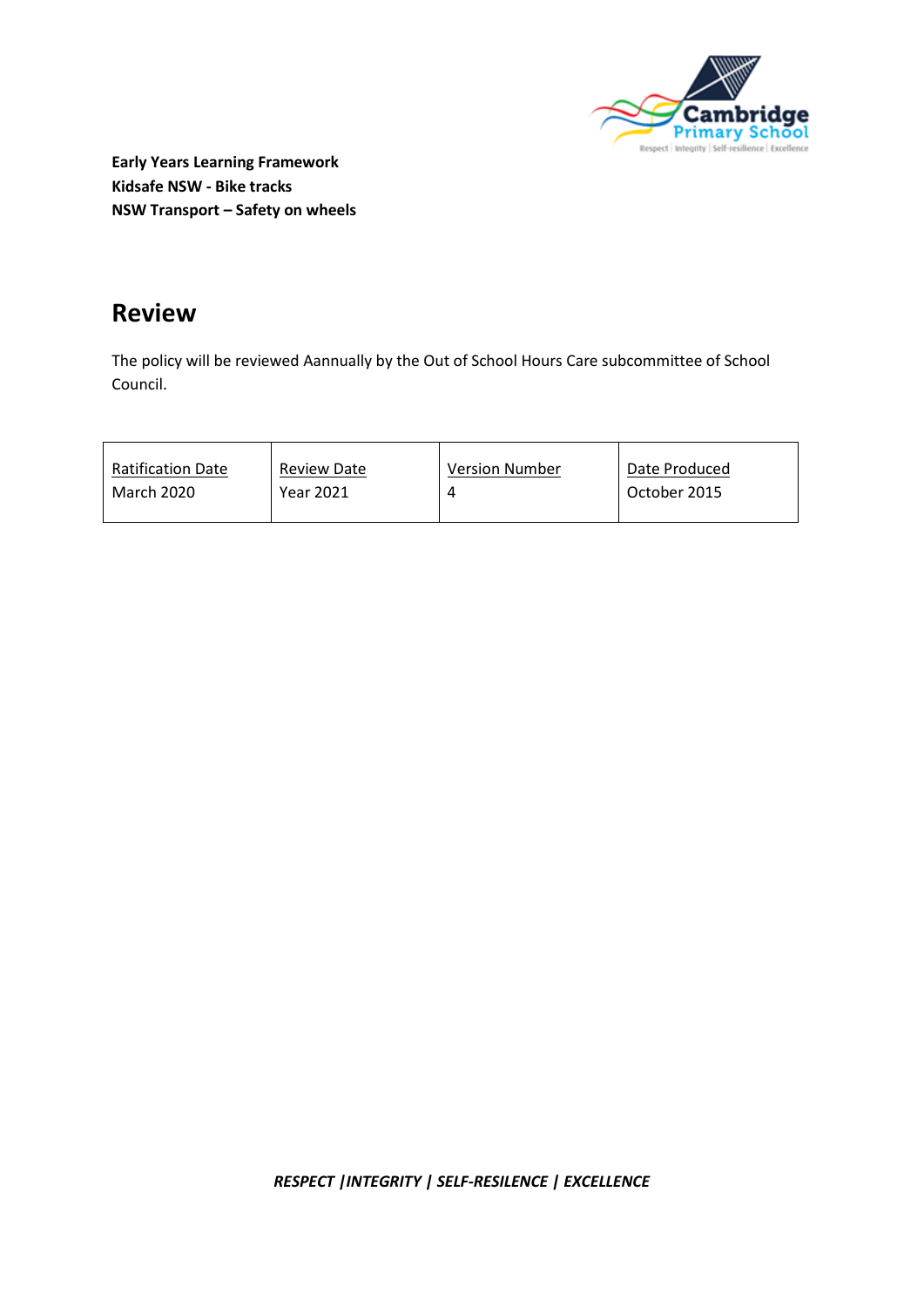**Early Years Learning Framework**
**Kidsafe NSW - Bike tracks**
**NSW Transport – Safety on wheels**

## Review

The policy will be reviewed Aannually by the Out of School Hours Care subcommittee of School Council.

| Ratification Date | Review Date | Version Number | Date Produced |
|---|---|---|---|
| March 2020 | Year 2021 | 4 | October 2015 |

***RESPECT |INTEGRITY | SELF-RESILENCE | EXCELLENCE***